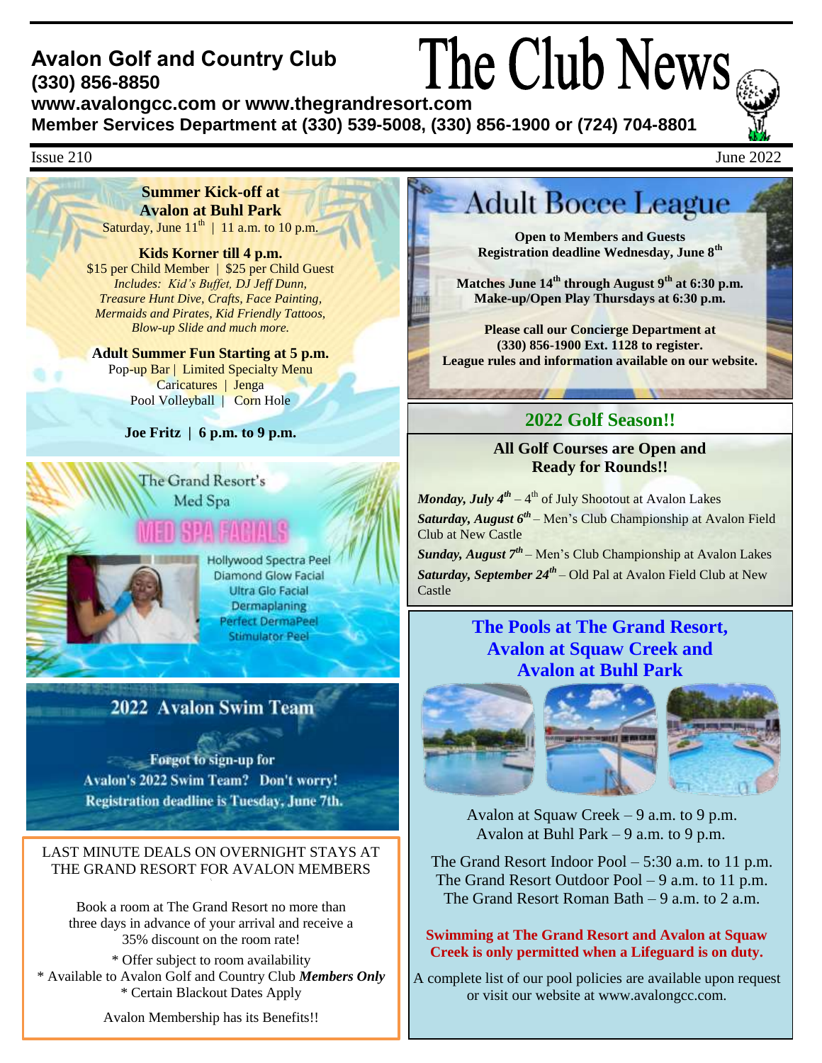# The Club News

**Avalon Golf and Country Club**
**(330) 856-8850**
**www.avalongcc.com or www.thegrandresort.com**
**Member Services Department at (330) 539-5008, (330) 856-1900 or (724) 704-8801**

Issue 210 — June 2022

## Summer Kick-off at Avalon at Buhl Park

Saturday, June 11th | 11 a.m. to 10 p.m.

**Kids Korner till 4 p.m.**
$15 per Child Member | $25 per Child Guest
*Includes: Kid's Buffet, DJ Jeff Dunn, Treasure Hunt Dive, Crafts, Face Painting, Mermaids and Pirates, Kid Friendly Tattoos, Blow-up Slide and much more.*

**Adult Summer Fun Starting at 5 p.m.**
Pop-up Bar | Limited Specialty Menu
Caricatures | Jenga
Pool Volleyball | Corn Hole

**Joe Fritz | 6 p.m. to 9 p.m.**

## The Grand Resort's Med Spa

### MED SPA FACIALS

- Hollywood Spectra Peel
- Diamond Glow Facial
- Ultra Glo Facial
- Dermaplaning
- Perfect DermaPeel
- Stimulator Peel

## 2022 Avalon Swim Team

Forgot to sign-up for Avalon's 2022 Swim Team? Don't worry!
Registration deadline is Tuesday, June 7th.

## LAST MINUTE DEALS ON OVERNIGHT STAYS AT THE GRAND RESORT FOR AVALON MEMBERS

Book a room at The Grand Resort no more than three days in advance of your arrival and receive a 35% discount on the room rate!

\* Offer subject to room availability
\* Available to Avalon Golf and Country Club ***Members Only***
\* Certain Blackout Dates Apply

Avalon Membership has its Benefits!!

## Adult Bocce League

**Open to Members and Guests**
**Registration deadline Wednesday, June 8th**

**Matches June 14th through August 9th at 6:30 p.m.**
**Make-up/Open Play Thursdays at 6:30 p.m.**

**Please call our Concierge Department at (330) 856-1900 Ext. 1128 to register.**
**League rules and information available on our website.**

## 2022 Golf Season!!

**All Golf Courses are Open and Ready for Rounds!!**

***Monday, July 4th*** – 4th of July Shootout at Avalon Lakes
***Saturday, August 6th*** – Men's Club Championship at Avalon Field Club at New Castle
***Sunday, August 7th*** – Men's Club Championship at Avalon Lakes
***Saturday, September 24th*** – Old Pal at Avalon Field Club at New Castle

## The Pools at The Grand Resort, Avalon at Squaw Creek and Avalon at Buhl Park

Avalon at Squaw Creek – 9 a.m. to 9 p.m.
Avalon at Buhl Park – 9 a.m. to 9 p.m.

The Grand Resort Indoor Pool – 5:30 a.m. to 11 p.m.
The Grand Resort Outdoor Pool – 9 a.m. to 11 p.m.
The Grand Resort Roman Bath – 9 a.m. to 2 a.m.

**Swimming at The Grand Resort and Avalon at Squaw Creek is only permitted when a Lifeguard is on duty.**

A complete list of our pool policies are available upon request or visit our website at www.avalongcc.com.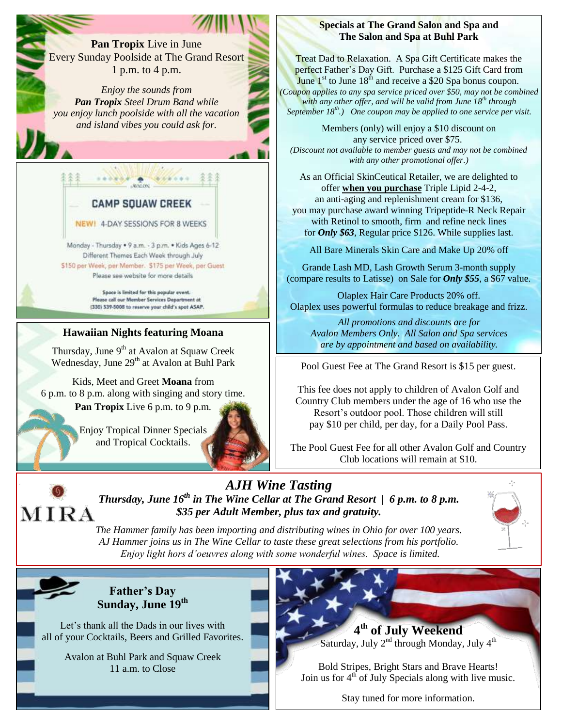**Pan Tropix** Live in June
Every Sunday Poolside at The Grand Resort
1 p.m. to 4 p.m.

*Enjoy the sounds from* ***Pan Tropix*** *Steel Drum Band while you enjoy lunch poolside with all the vacation and island vibes you could ask for.*

AVALON

## CAMP SQUAW CREEK

NEW! 4-DAY SESSIONS FOR 8 WEEKS

Monday - Thursday • 9 a.m. - 3 p.m. • Kids Ages 6-12
Different Themes Each Week through July
$150 per Week, per Member. $175 per Week, per Guest
Please see website for more details

Space is limited for this popular event.
Please call our Member Services Department at (330) 539-5008 to reserve your child's spot ASAP.

### Hawaiian Nights featuring Moana

Thursday, June 9th at Avalon at Squaw Creek
Wednesday, June 29th at Avalon at Buhl Park

Kids, Meet and Greet **Moana** from 6 p.m. to 8 p.m. along with singing and story time.
**Pan Tropix** Live 6 p.m. to 9 p.m.

Enjoy Tropical Dinner Specials and Tropical Cocktails.

### Specials at The Grand Salon and Spa and The Salon and Spa at Buhl Park

Treat Dad to Relaxation. A Spa Gift Certificate makes the perfect Father's Day Gift. Purchase a $125 Gift Card from June 1st to June 18th and receive a $20 Spa bonus coupon.
*(Coupon applies to any spa service priced over $50, may not be combined with any other offer, and will be valid from June 18th through September 18th.) One coupon may be applied to one service per visit.*

Members (only) will enjoy a $10 discount on any service priced over $75.
*(Discount not available to member guests and may not be combined with any other promotional offer.)*

As an Official SkinCeutical Retailer, we are delighted to offer **when you purchase** Triple Lipid 2-4-2, an anti-aging and replenishment cream for $136, you may purchase award winning Tripeptide-R Neck Repair with Retinol to smooth, firm and refine neck lines for ***Only $63***, Regular price $126. While supplies last.

All Bare Minerals Skin Care and Make Up 20% off

Grande Lash MD, Lash Growth Serum 3-month supply (compare results to Latisse) on Sale for ***Only $55***, a $67 value.

Olaplex Hair Care Products 20% off.
Olaplex uses powerful formulas to reduce breakage and frizz.

*All promotions and discounts are for Avalon Members Only. All Salon and Spa services are by appointment and based on availability.*

Pool Guest Fee at The Grand Resort is $15 per guest.

This fee does not apply to children of Avalon Golf and Country Club members under the age of 16 who use the Resort's outdoor pool. Those children will still pay $10 per child, per day, for a Daily Pool Pass.

The Pool Guest Fee for all other Avalon Golf and Country Club locations will remain at $10.

MIRA

## *AJH Wine Tasting*

***Thursday, June 16th in The Wine Cellar at The Grand Resort | 6 p.m. to 8 p.m.***
***$35 per Adult Member, plus tax and gratuity.***

*The Hammer family has been importing and distributing wines in Ohio for over 100 years. AJ Hammer joins us in The Wine Cellar to taste these great selections from his portfolio. Enjoy light hors d'oeuvres along with some wonderful wines. Space is limited.*

### Father's Day
### Sunday, June 19th

Let's thank all the Dads in our lives with all of your Cocktails, Beers and Grilled Favorites.

Avalon at Buhl Park and Squaw Creek
11 a.m. to Close

### 4th of July Weekend

Saturday, July 2nd through Monday, July 4th

Bold Stripes, Bright Stars and Brave Hearts!
Join us for 4th of July Specials along with live music.

Stay tuned for more information.